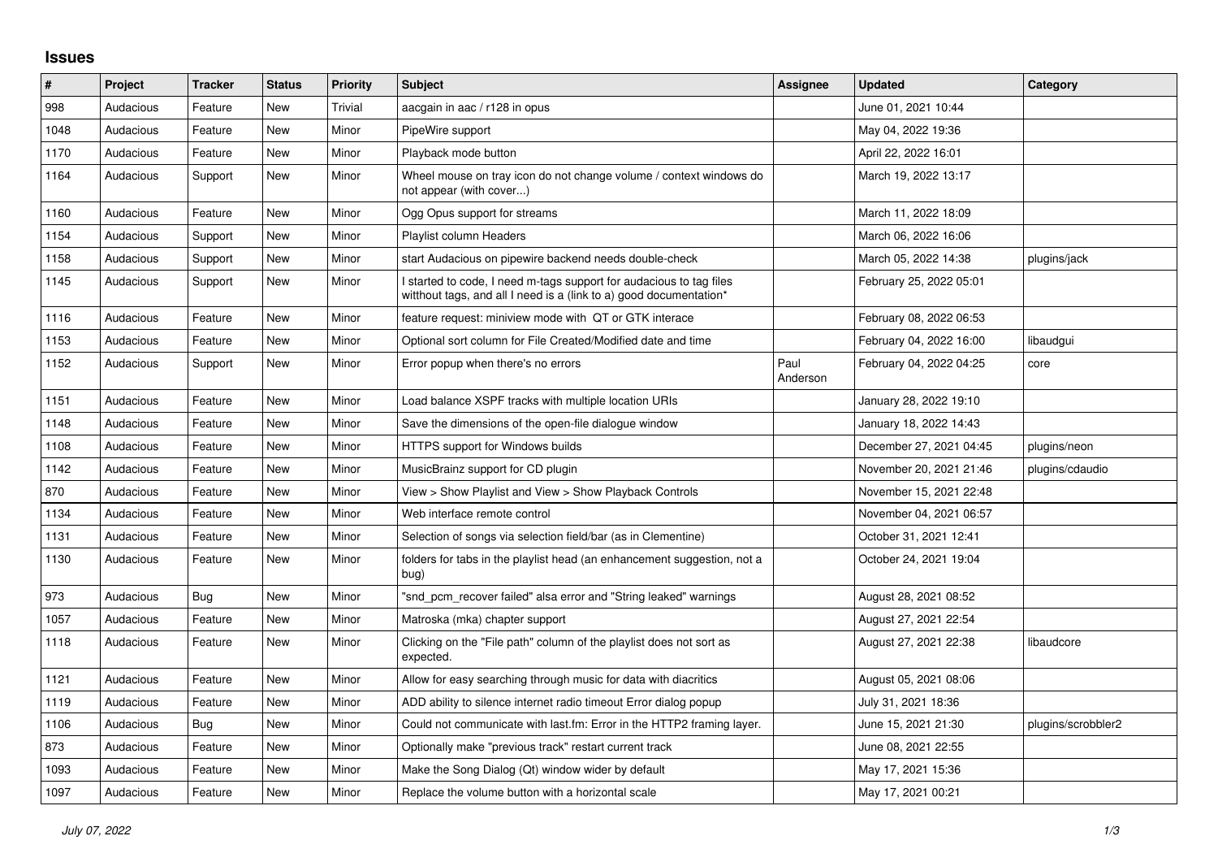## Issues

| # | Project | Tracker | Status | Priority | Subject | Assignee | Updated | Category |
|---|---|---|---|---|---|---|---|---|
| 998 | Audacious | Feature | New | Trivial | aacgain in aac / r128 in opus | | June 01, 2021 10:44 | |
| 1048 | Audacious | Feature | New | Minor | PipeWire support | | May 04, 2022 19:36 | |
| 1170 | Audacious | Feature | New | Minor | Playback mode button | | April 22, 2022 16:01 | |
| 1164 | Audacious | Support | New | Minor | Wheel mouse on tray icon do not change volume / context windows do not appear (with cover...) | | March 19, 2022 13:17 | |
| 1160 | Audacious | Feature | New | Minor | Ogg Opus support for streams | | March 11, 2022 18:09 | |
| 1154 | Audacious | Support | New | Minor | Playlist column Headers | | March 06, 2022 16:06 | |
| 1158 | Audacious | Support | New | Minor | start Audacious on pipewire backend needs double-check | | March 05, 2022 14:38 | plugins/jack |
| 1145 | Audacious | Support | New | Minor | I started to code, I need m-tags support for audacious to tag files witthout tags, and all I need is a (link to a) good documentation* | | February 25, 2022 05:01 | |
| 1116 | Audacious | Feature | New | Minor | feature request: miniview mode with QT or GTK interace | | February 08, 2022 06:53 | |
| 1153 | Audacious | Feature | New | Minor | Optional sort column for File Created/Modified date and time | | February 04, 2022 16:00 | libaudgui |
| 1152 | Audacious | Support | New | Minor | Error popup when there's no errors | Paul Anderson | February 04, 2022 04:25 | core |
| 1151 | Audacious | Feature | New | Minor | Load balance XSPF tracks with multiple location URIs | | January 28, 2022 19:10 | |
| 1148 | Audacious | Feature | New | Minor | Save the dimensions of the open-file dialogue window | | January 18, 2022 14:43 | |
| 1108 | Audacious | Feature | New | Minor | HTTPS support for Windows builds | | December 27, 2021 04:45 | plugins/neon |
| 1142 | Audacious | Feature | New | Minor | MusicBrainz support for CD plugin | | November 20, 2021 21:46 | plugins/cdaudio |
| 870 | Audacious | Feature | New | Minor | View > Show Playlist and View > Show Playback Controls | | November 15, 2021 22:48 | |
| 1134 | Audacious | Feature | New | Minor | Web interface remote control | | November 04, 2021 06:57 | |
| 1131 | Audacious | Feature | New | Minor | Selection of songs via selection field/bar (as in Clementine) | | October 31, 2021 12:41 | |
| 1130 | Audacious | Feature | New | Minor | folders for tabs in the playlist head (an enhancement suggestion, not a bug) | | October 24, 2021 19:04 | |
| 973 | Audacious | Bug | New | Minor | "snd_pcm_recover failed" alsa error and "String leaked" warnings | | August 28, 2021 08:52 | |
| 1057 | Audacious | Feature | New | Minor | Matroska (mka) chapter support | | August 27, 2021 22:54 | |
| 1118 | Audacious | Feature | New | Minor | Clicking on the "File path" column of the playlist does not sort as expected. | | August 27, 2021 22:38 | libaudcore |
| 1121 | Audacious | Feature | New | Minor | Allow for easy searching through music for data with diacritics | | August 05, 2021 08:06 | |
| 1119 | Audacious | Feature | New | Minor | ADD ability to silence internet radio timeout Error dialog popup | | July 31, 2021 18:36 | |
| 1106 | Audacious | Bug | New | Minor | Could not communicate with last.fm: Error in the HTTP2 framing layer. | | June 15, 2021 21:30 | plugins/scrobbler2 |
| 873 | Audacious | Feature | New | Minor | Optionally make "previous track" restart current track | | June 08, 2021 22:55 | |
| 1093 | Audacious | Feature | New | Minor | Make the Song Dialog (Qt) window wider by default | | May 17, 2021 15:36 | |
| 1097 | Audacious | Feature | New | Minor | Replace the volume button with a horizontal scale | | May 17, 2021 00:21 | |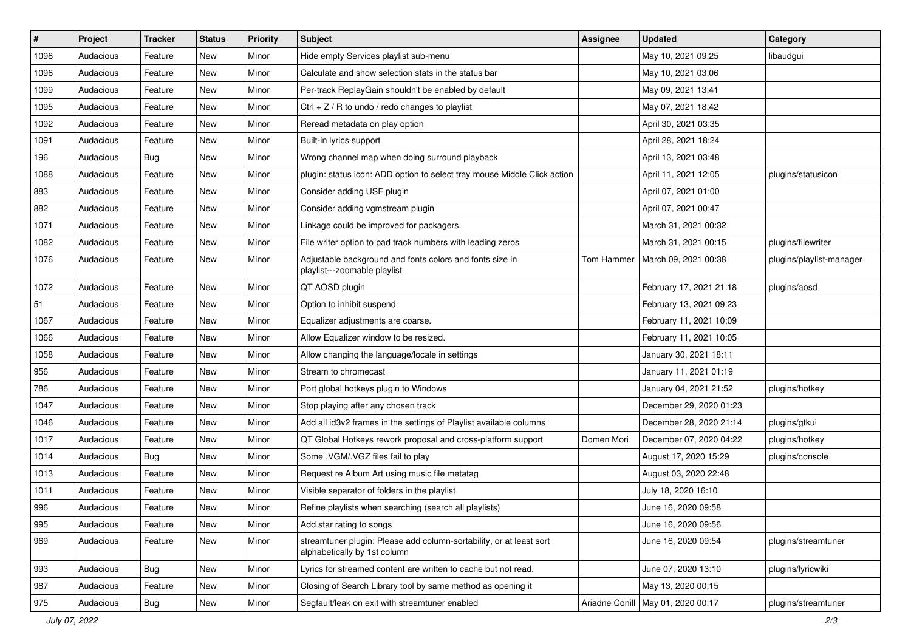| # | Project | Tracker | Status | Priority | Subject | Assignee | Updated | Category |
|---|---|---|---|---|---|---|---|---|
| 1098 | Audacious | Feature | New | Minor | Hide empty Services playlist sub-menu | | May 10, 2021 09:25 | libaudgui |
| 1096 | Audacious | Feature | New | Minor | Calculate and show selection stats in the status bar | | May 10, 2021 03:06 | |
| 1099 | Audacious | Feature | New | Minor | Per-track ReplayGain shouldn't be enabled by default | | May 09, 2021 13:41 | |
| 1095 | Audacious | Feature | New | Minor | Ctrl + Z / R to undo / redo changes to playlist | | May 07, 2021 18:42 | |
| 1092 | Audacious | Feature | New | Minor | Reread metadata on play option | | April 30, 2021 03:35 | |
| 1091 | Audacious | Feature | New | Minor | Built-in lyrics support | | April 28, 2021 18:24 | |
| 196 | Audacious | Bug | New | Minor | Wrong channel map when doing surround playback | | April 13, 2021 03:48 | |
| 1088 | Audacious | Feature | New | Minor | plugin: status icon: ADD option to select tray mouse Middle Click action | | April 11, 2021 12:05 | plugins/statusicon |
| 883 | Audacious | Feature | New | Minor | Consider adding USF plugin | | April 07, 2021 01:00 | |
| 882 | Audacious | Feature | New | Minor | Consider adding vgmstream plugin | | April 07, 2021 00:47 | |
| 1071 | Audacious | Feature | New | Minor | Linkage could be improved for packagers. | | March 31, 2021 00:32 | |
| 1082 | Audacious | Feature | New | Minor | File writer option to pad track numbers with leading zeros | | March 31, 2021 00:15 | plugins/filewriter |
| 1076 | Audacious | Feature | New | Minor | Adjustable background and fonts colors and fonts size in playlist---zoomable playlist | Tom Hammer | March 09, 2021 00:38 | plugins/playlist-manager |
| 1072 | Audacious | Feature | New | Minor | QT AOSD plugin | | February 17, 2021 21:18 | plugins/aosd |
| 51 | Audacious | Feature | New | Minor | Option to inhibit suspend | | February 13, 2021 09:23 | |
| 1067 | Audacious | Feature | New | Minor | Equalizer adjustments are coarse. | | February 11, 2021 10:09 | |
| 1066 | Audacious | Feature | New | Minor | Allow Equalizer window to be resized. | | February 11, 2021 10:05 | |
| 1058 | Audacious | Feature | New | Minor | Allow changing the language/locale in settings | | January 30, 2021 18:11 | |
| 956 | Audacious | Feature | New | Minor | Stream to chromecast | | January 11, 2021 01:19 | |
| 786 | Audacious | Feature | New | Minor | Port global hotkeys plugin to Windows | | January 04, 2021 21:52 | plugins/hotkey |
| 1047 | Audacious | Feature | New | Minor | Stop playing after any chosen track | | December 29, 2020 01:23 | |
| 1046 | Audacious | Feature | New | Minor | Add all id3v2 frames in the settings of Playlist available columns | | December 28, 2020 21:14 | plugins/gtkui |
| 1017 | Audacious | Feature | New | Minor | QT Global Hotkeys rework proposal and cross-platform support | Domen Mori | December 07, 2020 04:22 | plugins/hotkey |
| 1014 | Audacious | Bug | New | Minor | Some .VGM/.VGZ files fail to play | | August 17, 2020 15:29 | plugins/console |
| 1013 | Audacious | Feature | New | Minor | Request re Album Art using music file metatag | | August 03, 2020 22:48 | |
| 1011 | Audacious | Feature | New | Minor | Visible separator of folders in the playlist | | July 18, 2020 16:10 | |
| 996 | Audacious | Feature | New | Minor | Refine playlists when searching (search all playlists) | | June 16, 2020 09:58 | |
| 995 | Audacious | Feature | New | Minor | Add star rating to songs | | June 16, 2020 09:56 | |
| 969 | Audacious | Feature | New | Minor | streamtuner plugin: Please add column-sortability, or at least sort alphabetically by 1st column | | June 16, 2020 09:54 | plugins/streamtuner |
| 993 | Audacious | Bug | New | Minor | Lyrics for streamed content are written to cache but not read. | | June 07, 2020 13:10 | plugins/lyricwiki |
| 987 | Audacious | Feature | New | Minor | Closing of Search Library tool by same method as opening it | | May 13, 2020 00:15 | |
| 975 | Audacious | Bug | New | Minor | Segfault/leak on exit with streamtuner enabled | Ariadne Conill | May 01, 2020 00:17 | plugins/streamtuner |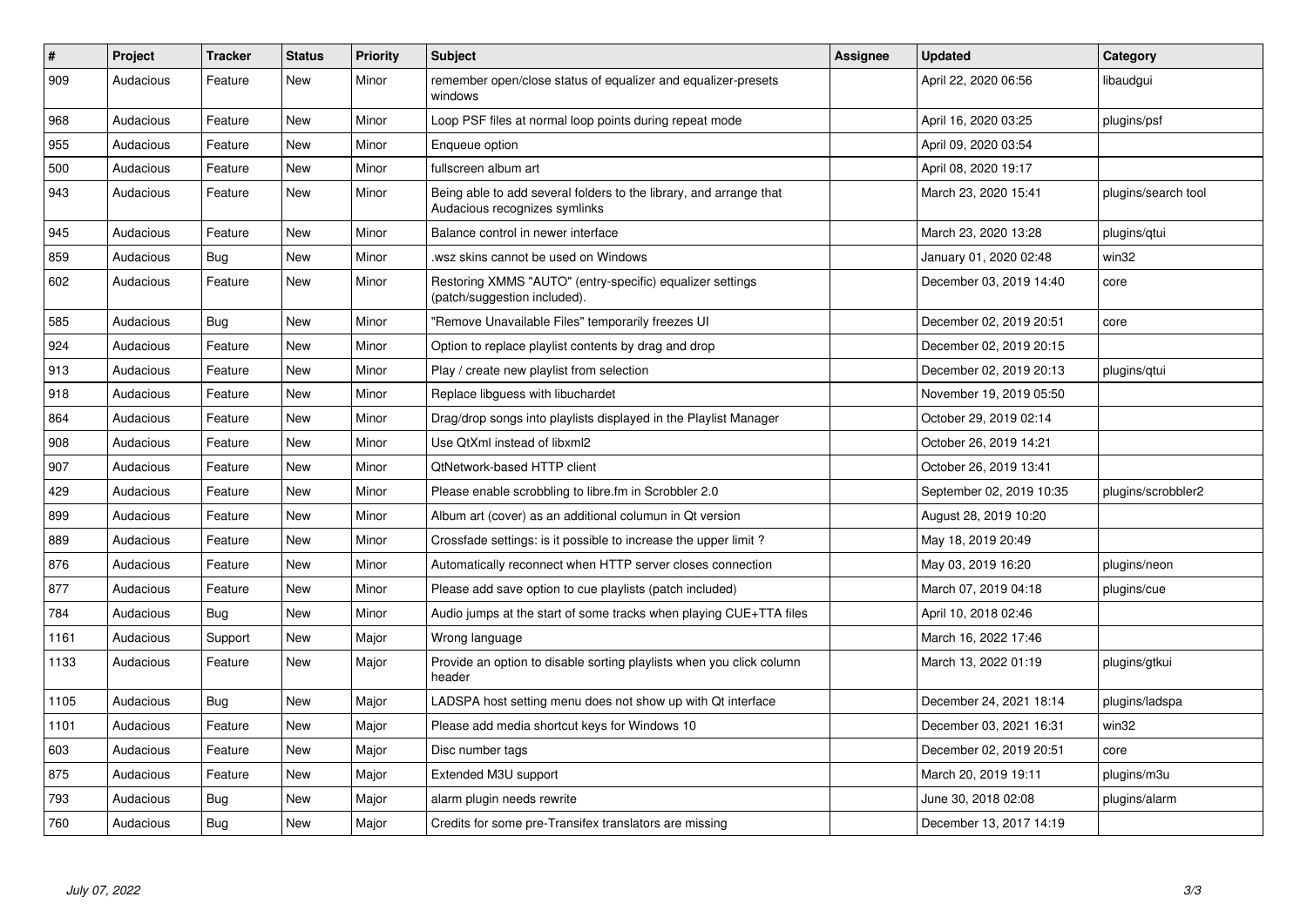| # | Project | Tracker | Status | Priority | Subject | Assignee | Updated | Category |
|---|---|---|---|---|---|---|---|---|
| 909 | Audacious | Feature | New | Minor | remember open/close status of equalizer and equalizer-presets windows | | April 22, 2020 06:56 | libaudgui |
| 968 | Audacious | Feature | New | Minor | Loop PSF files at normal loop points during repeat mode | | April 16, 2020 03:25 | plugins/psf |
| 955 | Audacious | Feature | New | Minor | Enqueue option | | April 09, 2020 03:54 | |
| 500 | Audacious | Feature | New | Minor | fullscreen album art | | April 08, 2020 19:17 | |
| 943 | Audacious | Feature | New | Minor | Being able to add several folders to the library, and arrange that Audacious recognizes symlinks | | March 23, 2020 15:41 | plugins/search tool |
| 945 | Audacious | Feature | New | Minor | Balance control in newer interface | | March 23, 2020 13:28 | plugins/qtui |
| 859 | Audacious | Bug | New | Minor | .wsz skins cannot be used on Windows | | January 01, 2020 02:48 | win32 |
| 602 | Audacious | Feature | New | Minor | Restoring XMMS "AUTO" (entry-specific) equalizer settings (patch/suggestion included). | | December 03, 2019 14:40 | core |
| 585 | Audacious | Bug | New | Minor | "Remove Unavailable Files" temporarily freezes UI | | December 02, 2019 20:51 | core |
| 924 | Audacious | Feature | New | Minor | Option to replace playlist contents by drag and drop | | December 02, 2019 20:15 | |
| 913 | Audacious | Feature | New | Minor | Play / create new playlist from selection | | December 02, 2019 20:13 | plugins/qtui |
| 918 | Audacious | Feature | New | Minor | Replace libguess with libuchardet | | November 19, 2019 05:50 | |
| 864 | Audacious | Feature | New | Minor | Drag/drop songs into playlists displayed in the Playlist Manager | | October 29, 2019 02:14 | |
| 908 | Audacious | Feature | New | Minor | Use QtXml instead of libxml2 | | October 26, 2019 14:21 | |
| 907 | Audacious | Feature | New | Minor | QtNetwork-based HTTP client | | October 26, 2019 13:41 | |
| 429 | Audacious | Feature | New | Minor | Please enable scrobbling to libre.fm in Scrobbler 2.0 | | September 02, 2019 10:35 | plugins/scrobbler2 |
| 899 | Audacious | Feature | New | Minor | Album art (cover) as an additional columun in Qt version | | August 28, 2019 10:20 | |
| 889 | Audacious | Feature | New | Minor | Crossfade settings: is it possible to increase the upper limit ? | | May 18, 2019 20:49 | |
| 876 | Audacious | Feature | New | Minor | Automatically reconnect when HTTP server closes connection | | May 03, 2019 16:20 | plugins/neon |
| 877 | Audacious | Feature | New | Minor | Please add save option to cue playlists (patch included) | | March 07, 2019 04:18 | plugins/cue |
| 784 | Audacious | Bug | New | Minor | Audio jumps at the start of some tracks when playing CUE+TTA files | | April 10, 2018 02:46 | |
| 1161 | Audacious | Support | New | Major | Wrong language | | March 16, 2022 17:46 | |
| 1133 | Audacious | Feature | New | Major | Provide an option to disable sorting playlists when you click column header | | March 13, 2022 01:19 | plugins/gtkui |
| 1105 | Audacious | Bug | New | Major | LADSPA host setting menu does not show up with Qt interface | | December 24, 2021 18:14 | plugins/ladspa |
| 1101 | Audacious | Feature | New | Major | Please add media shortcut keys for Windows 10 | | December 03, 2021 16:31 | win32 |
| 603 | Audacious | Feature | New | Major | Disc number tags | | December 02, 2019 20:51 | core |
| 875 | Audacious | Feature | New | Major | Extended M3U support | | March 20, 2019 19:11 | plugins/m3u |
| 793 | Audacious | Bug | New | Major | alarm plugin needs rewrite | | June 30, 2018 02:08 | plugins/alarm |
| 760 | Audacious | Bug | New | Major | Credits for some pre-Transifex translators are missing | | December 13, 2017 14:19 | |